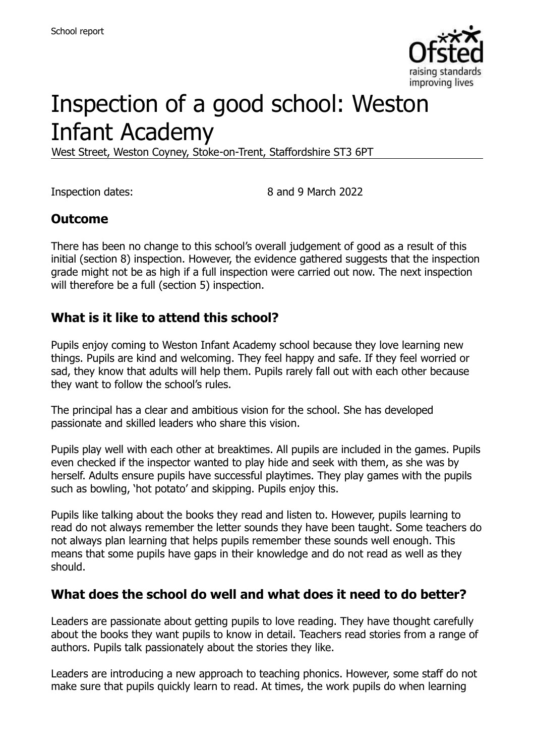# Inspection of a good school: Weston Infant Academy

West Street, Weston Coyney, Stoke-on-Trent, Staffordshire ST3 6PT

Inspection dates: 8 and 9 March 2022

## Outcome

There has been no change to this school's overall judgement of good as a result of this initial (section 8) inspection. However, the evidence gathered suggests that the inspection grade might not be as high if a full inspection were carried out now. The next inspection will therefore be a full (section 5) inspection.

## What is it like to attend this school?

Pupils enjoy coming to Weston Infant Academy school because they love learning new things. Pupils are kind and welcoming. They feel happy and safe. If they feel worried or sad, they know that adults will help them. Pupils rarely fall out with each other because they want to follow the school's rules.

The principal has a clear and ambitious vision for the school. She has developed passionate and skilled leaders who share this vision.

Pupils play well with each other at breaktimes. All pupils are included in the games. Pupils even checked if the inspector wanted to play hide and seek with them, as she was by herself. Adults ensure pupils have successful playtimes. They play games with the pupils such as bowling, 'hot potato' and skipping. Pupils enjoy this.

Pupils like talking about the books they read and listen to. However, pupils learning to read do not always remember the letter sounds they have been taught. Some teachers do not always plan learning that helps pupils remember these sounds well enough. This means that some pupils have gaps in their knowledge and do not read as well as they should.

## What does the school do well and what does it need to do better?

Leaders are passionate about getting pupils to love reading. They have thought carefully about the books they want pupils to know in detail. Teachers read stories from a range of authors. Pupils talk passionately about the stories they like.

Leaders are introducing a new approach to teaching phonics. However, some staff do not make sure that pupils quickly learn to read. At times, the work pupils do when learning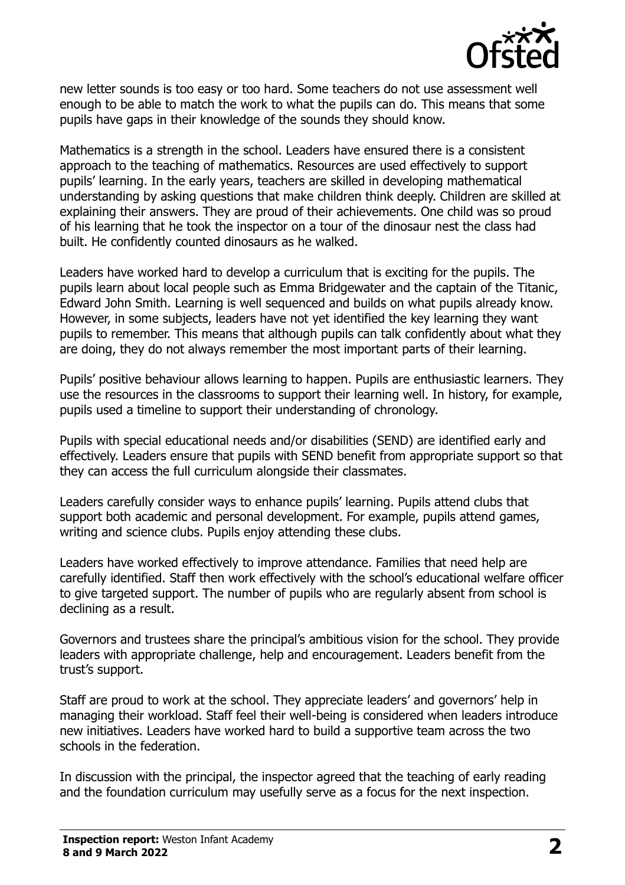new letter sounds is too easy or too hard. Some teachers do not use assessment well enough to be able to match the work to what the pupils can do. This means that some pupils have gaps in their knowledge of the sounds they should know.

Mathematics is a strength in the school. Leaders have ensured there is a consistent approach to the teaching of mathematics. Resources are used effectively to support pupils' learning. In the early years, teachers are skilled in developing mathematical understanding by asking questions that make children think deeply. Children are skilled at explaining their answers. They are proud of their achievements. One child was so proud of his learning that he took the inspector on a tour of the dinosaur nest the class had built. He confidently counted dinosaurs as he walked.

Leaders have worked hard to develop a curriculum that is exciting for the pupils. The pupils learn about local people such as Emma Bridgewater and the captain of the Titanic, Edward John Smith. Learning is well sequenced and builds on what pupils already know. However, in some subjects, leaders have not yet identified the key learning they want pupils to remember. This means that although pupils can talk confidently about what they are doing, they do not always remember the most important parts of their learning.

Pupils' positive behaviour allows learning to happen. Pupils are enthusiastic learners. They use the resources in the classrooms to support their learning well. In history, for example, pupils used a timeline to support their understanding of chronology.

Pupils with special educational needs and/or disabilities (SEND) are identified early and effectively. Leaders ensure that pupils with SEND benefit from appropriate support so that they can access the full curriculum alongside their classmates.

Leaders carefully consider ways to enhance pupils' learning. Pupils attend clubs that support both academic and personal development. For example, pupils attend games, writing and science clubs. Pupils enjoy attending these clubs.

Leaders have worked effectively to improve attendance. Families that need help are carefully identified. Staff then work effectively with the school's educational welfare officer to give targeted support. The number of pupils who are regularly absent from school is declining as a result.

Governors and trustees share the principal's ambitious vision for the school. They provide leaders with appropriate challenge, help and encouragement. Leaders benefit from the trust's support.

Staff are proud to work at the school. They appreciate leaders' and governors' help in managing their workload. Staff feel their well-being is considered when leaders introduce new initiatives. Leaders have worked hard to build a supportive team across the two schools in the federation.

In discussion with the principal, the inspector agreed that the teaching of early reading and the foundation curriculum may usefully serve as a focus for the next inspection.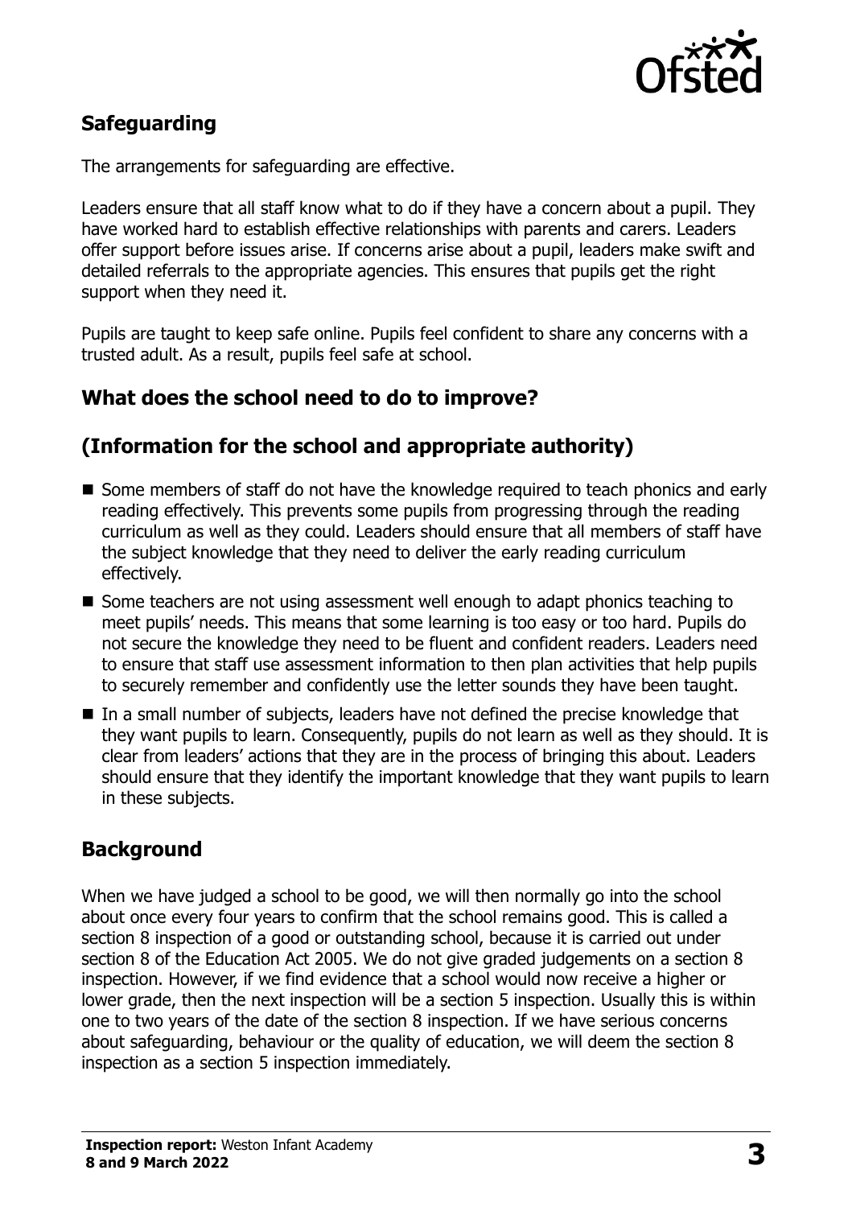## Safeguarding

The arrangements for safeguarding are effective.

Leaders ensure that all staff know what to do if they have a concern about a pupil. They have worked hard to establish effective relationships with parents and carers. Leaders offer support before issues arise. If concerns arise about a pupil, leaders make swift and detailed referrals to the appropriate agencies. This ensures that pupils get the right support when they need it.

Pupils are taught to keep safe online. Pupils feel confident to share any concerns with a trusted adult. As a result, pupils feel safe at school.

## What does the school need to do to improve?

## (Information for the school and appropriate authority)

- Some members of staff do not have the knowledge required to teach phonics and early reading effectively. This prevents some pupils from progressing through the reading curriculum as well as they could. Leaders should ensure that all members of staff have the subject knowledge that they need to deliver the early reading curriculum effectively.
- Some teachers are not using assessment well enough to adapt phonics teaching to meet pupils' needs. This means that some learning is too easy or too hard. Pupils do not secure the knowledge they need to be fluent and confident readers. Leaders need to ensure that staff use assessment information to then plan activities that help pupils to securely remember and confidently use the letter sounds they have been taught.
- In a small number of subjects, leaders have not defined the precise knowledge that they want pupils to learn. Consequently, pupils do not learn as well as they should. It is clear from leaders' actions that they are in the process of bringing this about. Leaders should ensure that they identify the important knowledge that they want pupils to learn in these subjects.

## Background

When we have judged a school to be good, we will then normally go into the school about once every four years to confirm that the school remains good. This is called a section 8 inspection of a good or outstanding school, because it is carried out under section 8 of the Education Act 2005. We do not give graded judgements on a section 8 inspection. However, if we find evidence that a school would now receive a higher or lower grade, then the next inspection will be a section 5 inspection. Usually this is within one to two years of the date of the section 8 inspection. If we have serious concerns about safeguarding, behaviour or the quality of education, we will deem the section 8 inspection as a section 5 inspection immediately.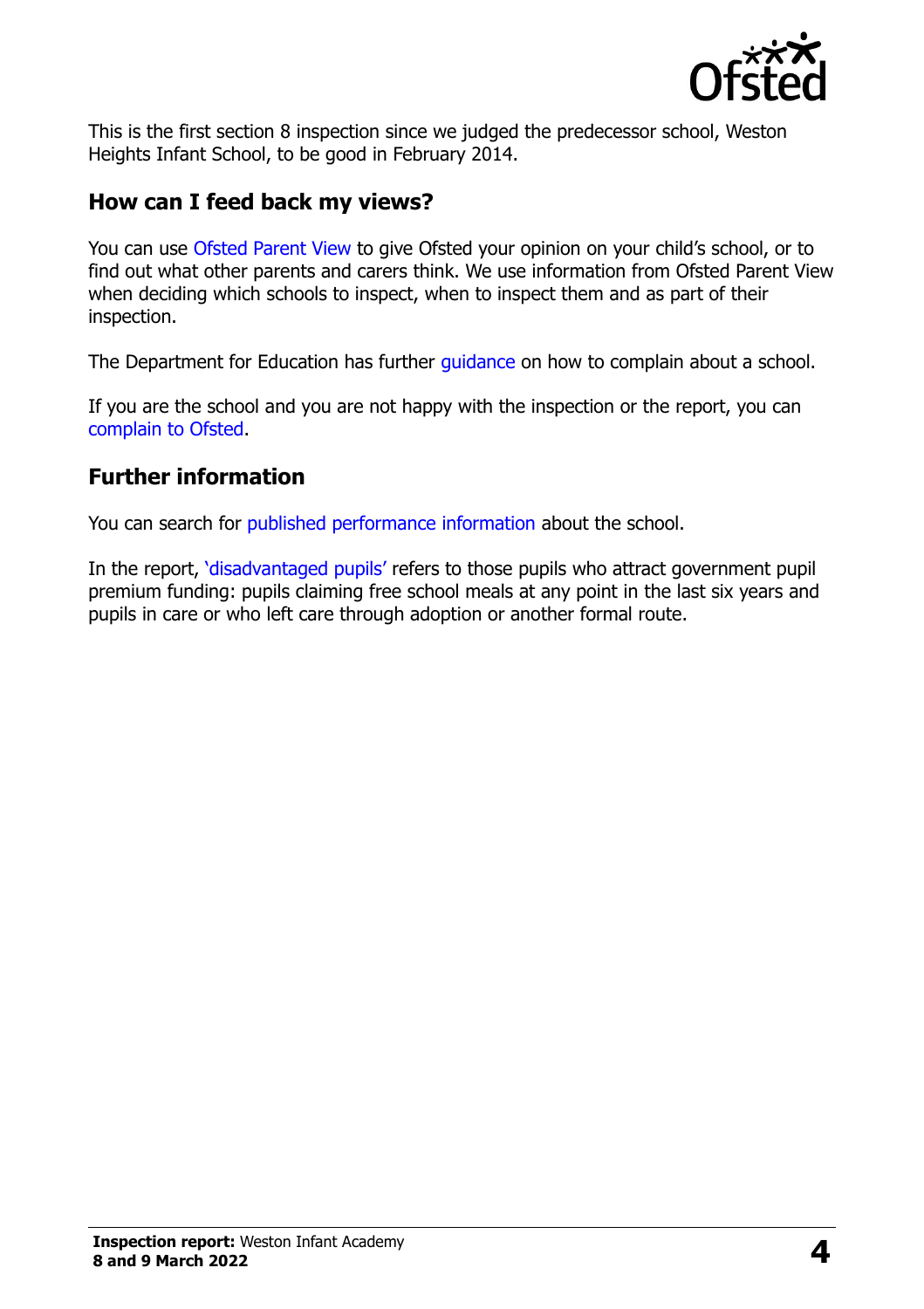This is the first section 8 inspection since we judged the predecessor school, Weston Heights Infant School, to be good in February 2014.

## How can I feed back my views?

You can use Ofsted Parent View to give Ofsted your opinion on your child's school, or to find out what other parents and carers think. We use information from Ofsted Parent View when deciding which schools to inspect, when to inspect them and as part of their inspection.

The Department for Education has further guidance on how to complain about a school.

If you are the school and you are not happy with the inspection or the report, you can complain to Ofsted.

## Further information

You can search for published performance information about the school.

In the report, 'disadvantaged pupils' refers to those pupils who attract government pupil premium funding: pupils claiming free school meals at any point in the last six years and pupils in care or who left care through adoption or another formal route.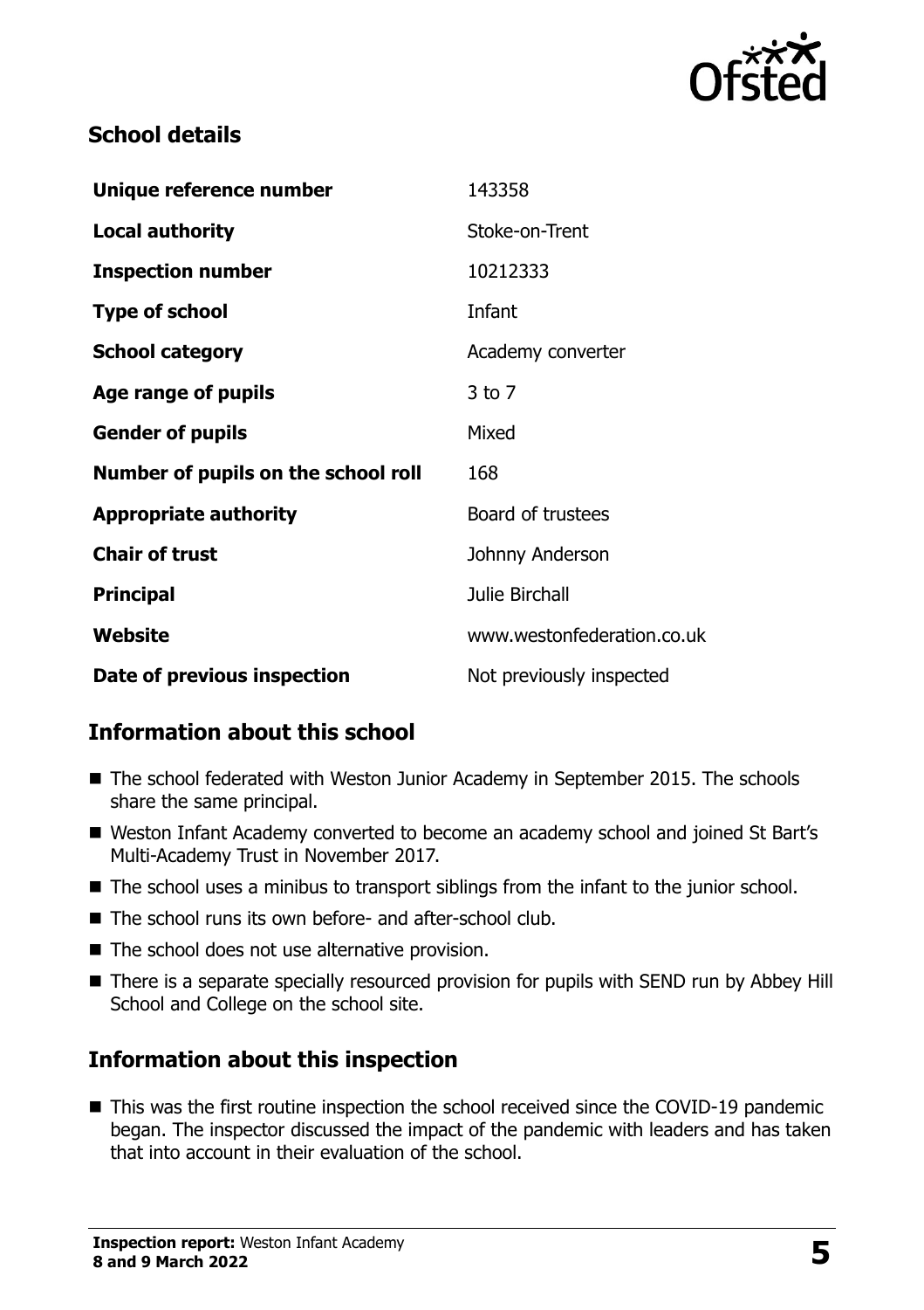## School details

| | |
|---|---|
| **Unique reference number** | 143358 |
| **Local authority** | Stoke-on-Trent |
| **Inspection number** | 10212333 |
| **Type of school** | Infant |
| **School category** | Academy converter |
| **Age range of pupils** | 3 to 7 |
| **Gender of pupils** | Mixed |
| **Number of pupils on the school roll** | 168 |
| **Appropriate authority** | Board of trustees |
| **Chair of trust** | Johnny Anderson |
| **Principal** | Julie Birchall |
| **Website** | www.westonfederation.co.uk |
| **Date of previous inspection** | Not previously inspected |

## Information about this school

- The school federated with Weston Junior Academy in September 2015. The schools share the same principal.
- Weston Infant Academy converted to become an academy school and joined St Bart's Multi-Academy Trust in November 2017.
- The school uses a minibus to transport siblings from the infant to the junior school.
- The school runs its own before- and after-school club.
- The school does not use alternative provision.
- There is a separate specially resourced provision for pupils with SEND run by Abbey Hill School and College on the school site.

## Information about this inspection

- This was the first routine inspection the school received since the COVID-19 pandemic began. The inspector discussed the impact of the pandemic with leaders and has taken that into account in their evaluation of the school.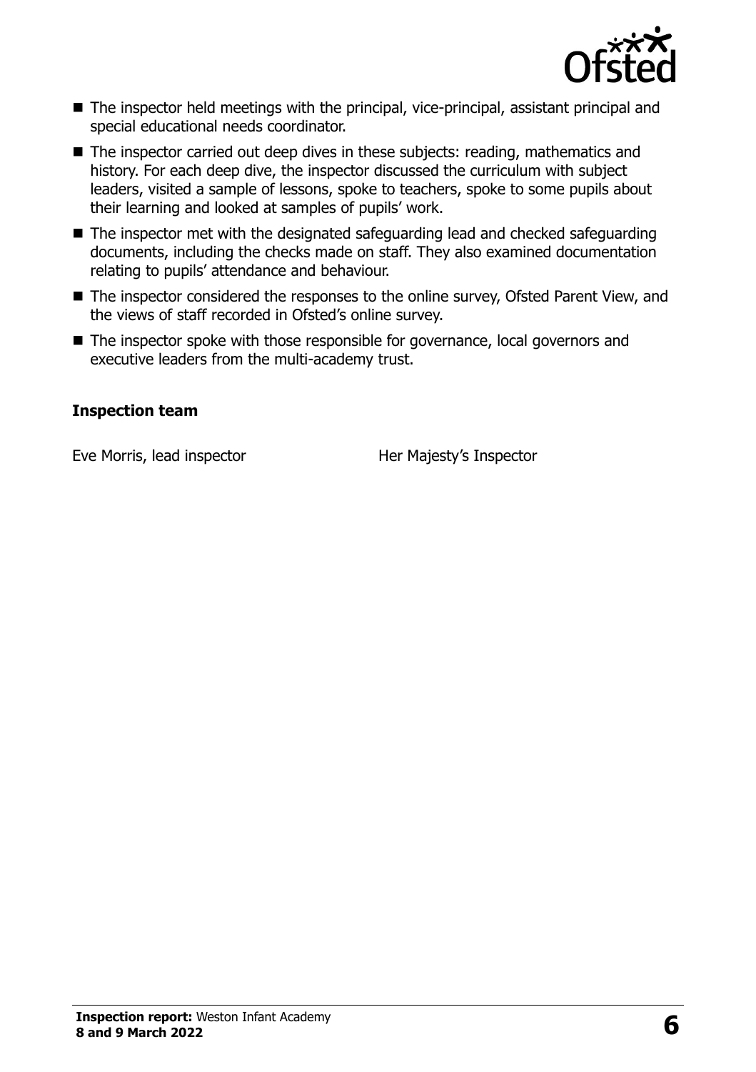- The inspector held meetings with the principal, vice-principal, assistant principal and special educational needs coordinator.
- The inspector carried out deep dives in these subjects: reading, mathematics and history. For each deep dive, the inspector discussed the curriculum with subject leaders, visited a sample of lessons, spoke to teachers, spoke to some pupils about their learning and looked at samples of pupils' work.
- The inspector met with the designated safeguarding lead and checked safeguarding documents, including the checks made on staff. They also examined documentation relating to pupils' attendance and behaviour.
- The inspector considered the responses to the online survey, Ofsted Parent View, and the views of staff recorded in Ofsted's online survey.
- The inspector spoke with those responsible for governance, local governors and executive leaders from the multi-academy trust.

### Inspection team

| | |
|---|---|
| Eve Morris, lead inspector | Her Majesty's Inspector |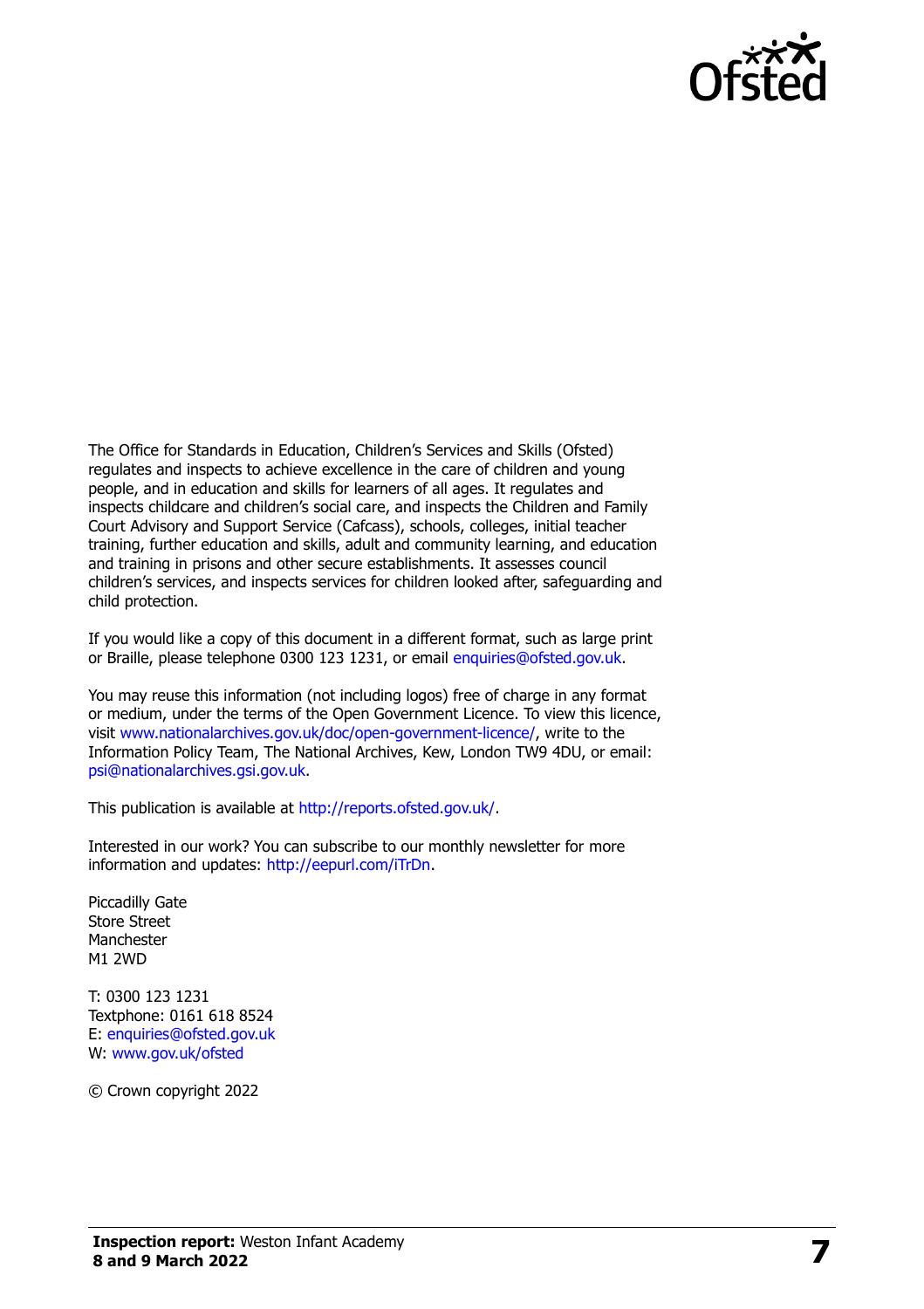The Office for Standards in Education, Children's Services and Skills (Ofsted) regulates and inspects to achieve excellence in the care of children and young people, and in education and skills for learners of all ages. It regulates and inspects childcare and children's social care, and inspects the Children and Family Court Advisory and Support Service (Cafcass), schools, colleges, initial teacher training, further education and skills, adult and community learning, and education and training in prisons and other secure establishments. It assesses council children's services, and inspects services for children looked after, safeguarding and child protection.

If you would like a copy of this document in a different format, such as large print or Braille, please telephone 0300 123 1231, or email enquiries@ofsted.gov.uk.

You may reuse this information (not including logos) free of charge in any format or medium, under the terms of the Open Government Licence. To view this licence, visit www.nationalarchives.gov.uk/doc/open-government-licence/, write to the Information Policy Team, The National Archives, Kew, London TW9 4DU, or email: psi@nationalarchives.gsi.gov.uk.

This publication is available at http://reports.ofsted.gov.uk/.

Interested in our work? You can subscribe to our monthly newsletter for more information and updates: http://eepurl.com/iTrDn.

Piccadilly Gate
Store Street
Manchester
M1 2WD

T: 0300 123 1231
Textphone: 0161 618 8524
E: enquiries@ofsted.gov.uk
W: www.gov.uk/ofsted

© Crown copyright 2022